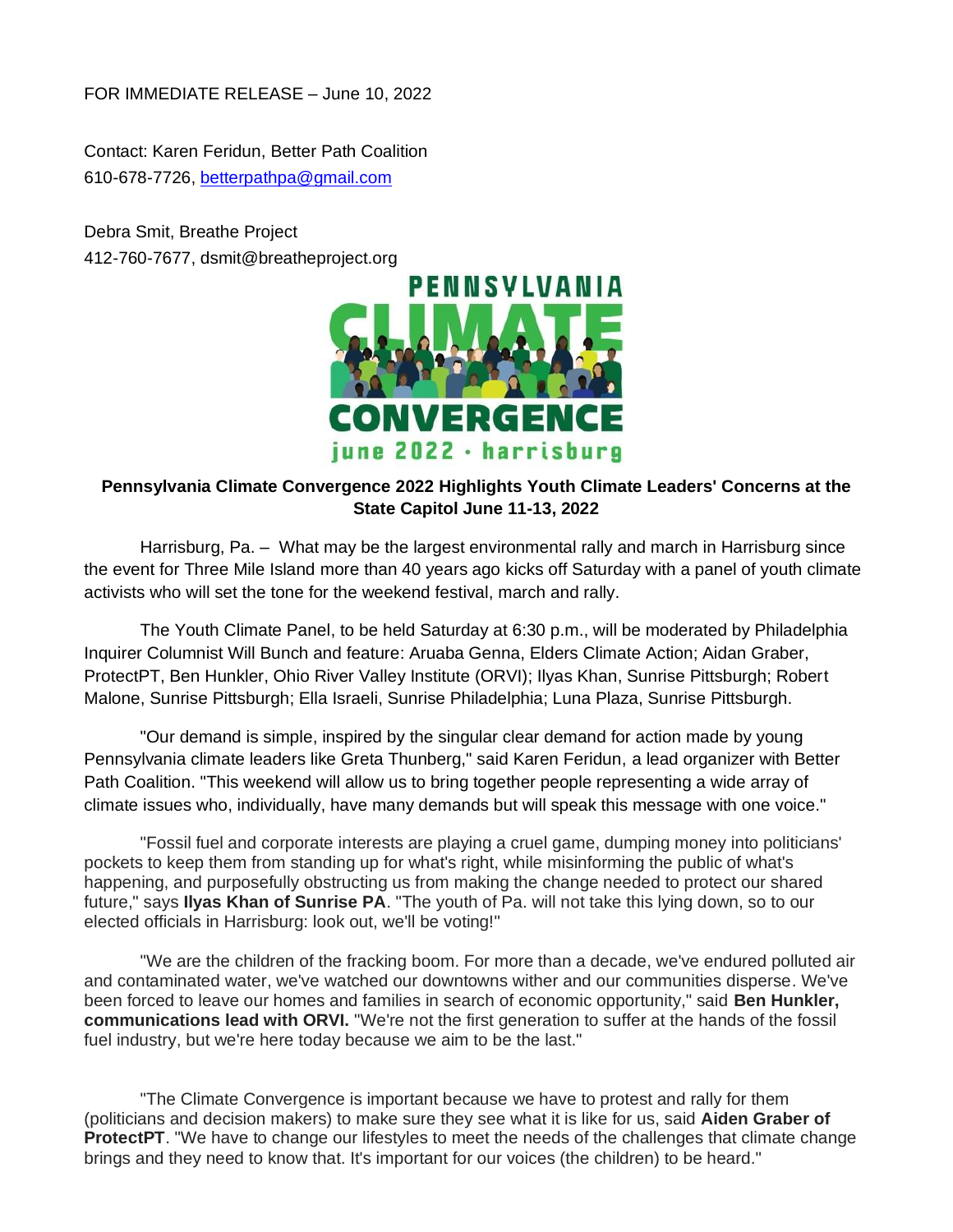FOR IMMEDIATE RELEASE – June 10, 2022

Contact: Karen Feridun, Better Path Coalition
610-678-7726, betterpathpa@gmail.com

Debra Smit, Breathe Project
412-760-7677, dsmit@breatheproject.org

PENNSYLVANIA CLIMATE CONVERGENCE
june 2022 · harrisburg

**Pennsylvania Climate Convergence 2022 Highlights Youth Climate Leaders' Concerns at the State Capitol June 11-13, 2022**

Harrisburg, Pa. – What may be the largest environmental rally and march in Harrisburg since the event for Three Mile Island more than 40 years ago kicks off Saturday with a panel of youth climate activists who will set the tone for the weekend festival, march and rally.

The Youth Climate Panel, to be held Saturday at 6:30 p.m., will be moderated by Philadelphia Inquirer Columnist Will Bunch and feature: Aruaba Genna, Elders Climate Action; Aidan Graber, ProtectPT, Ben Hunkler, Ohio River Valley Institute (ORVI); Ilyas Khan, Sunrise Pittsburgh; Robert Malone, Sunrise Pittsburgh; Ella Israeli, Sunrise Philadelphia; Luna Plaza, Sunrise Pittsburgh.

"Our demand is simple, inspired by the singular clear demand for action made by young Pennsylvania climate leaders like Greta Thunberg," said Karen Feridun, a lead organizer with Better Path Coalition. "This weekend will allow us to bring together people representing a wide array of climate issues who, individually, have many demands but will speak this message with one voice."

"Fossil fuel and corporate interests are playing a cruel game, dumping money into politicians' pockets to keep them from standing up for what's right, while misinforming the public of what's happening, and purposefully obstructing us from making the change needed to protect our shared future," says **Ilyas Khan of Sunrise PA**. "The youth of Pa. will not take this lying down, so to our elected officials in Harrisburg: look out, we'll be voting!"

"We are the children of the fracking boom. For more than a decade, we've endured polluted air and contaminated water, we've watched our downtowns wither and our communities disperse. We've been forced to leave our homes and families in search of economic opportunity," said **Ben Hunkler, communications lead with ORVI.** "We're not the first generation to suffer at the hands of the fossil fuel industry, but we're here today because we aim to be the last."

"The Climate Convergence is important because we have to protest and rally for them (politicians and decision makers) to make sure they see what it is like for us, said **Aiden Graber of ProtectPT**. "We have to change our lifestyles to meet the needs of the challenges that climate change brings and they need to know that. It's important for our voices (the children) to be heard."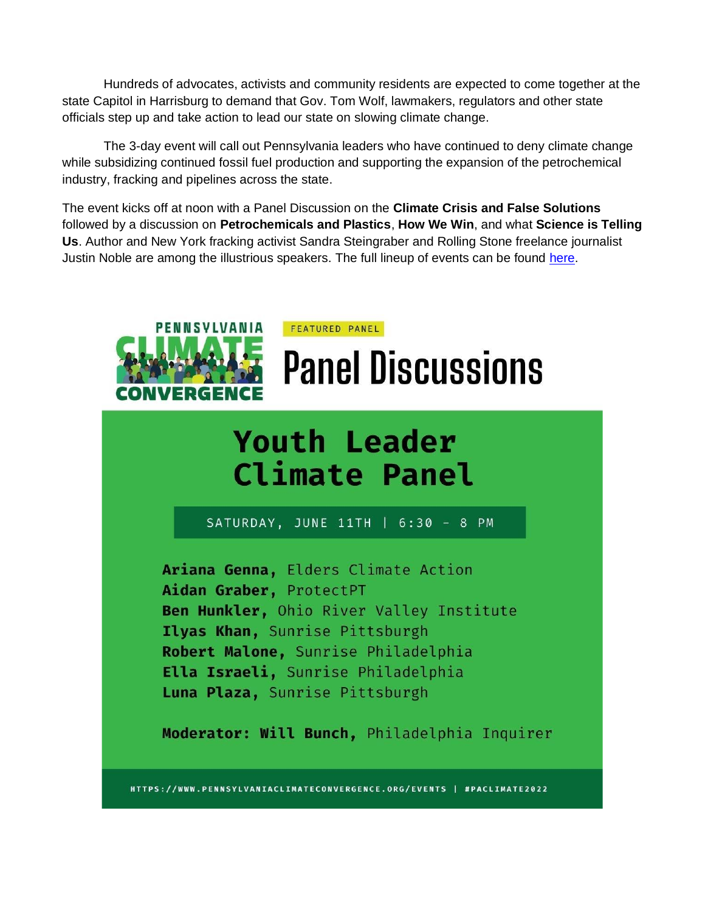Hundreds of advocates, activists and community residents are expected to come together at the state Capitol in Harrisburg to demand that Gov. Tom Wolf, lawmakers, regulators and other state officials step up and take action to lead our state on slowing climate change.

The 3-day event will call out Pennsylvania leaders who have continued to deny climate change while subsidizing continued fossil fuel production and supporting the expansion of the petrochemical industry, fracking and pipelines across the state.

The event kicks off at noon with a Panel Discussion on the **Climate Crisis and False Solutions** followed by a discussion on **Petrochemicals and Plastics**, **How We Win**, and what **Science is Telling Us**. Author and New York fracking activist Sandra Steingraber and Rolling Stone freelance journalist Justin Noble are among the illustrious speakers. The full lineup of events can be found [here](https://www.pennsylvaniaclimateconvergence.org/events).

PENNSYLVANIA CLIMATE CONVERGENCE

FEATURED PANEL

# Panel Discussions

## Youth Leader Climate Panel

SATURDAY, JUNE 11TH | 6:30 – 8 PM

**Ariana Genna,** Elders Climate Action
**Aidan Graber,** ProtectPT
**Ben Hunkler,** Ohio River Valley Institute
**Ilyas Khan,** Sunrise Pittsburgh
**Robert Malone,** Sunrise Philadelphia
**Ella Israeli,** Sunrise Philadelphia
**Luna Plaza,** Sunrise Pittsburgh

**Moderator: Will Bunch,** Philadelphia Inquirer

HTTPS://WWW.PENNSYLVANIACLIMATECONVERGENCE.ORG/EVENTS | #PACLIMATE2022